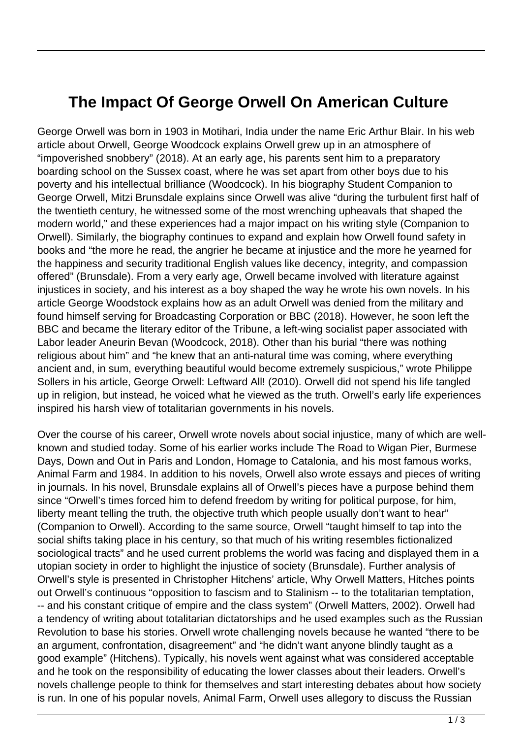# The Impact Of George Orwell On American Culture

George Orwell was born in 1903 in Motihari, India under the name Eric Arthur Blair. In his web article about Orwell, George Woodcock explains Orwell grew up in an atmosphere of “impoverished snobbery” (2018). At an early age, his parents sent him to a preparatory boarding school on the Sussex coast, where he was set apart from other boys due to his poverty and his intellectual brilliance (Woodcock). In his biography Student Companion to George Orwell, Mitzi Brunsdale explains since Orwell was alive “during the turbulent first half of the twentieth century, he witnessed some of the most wrenching upheavals that shaped the modern world,” and these experiences had a major impact on his writing style (Companion to Orwell). Similarly, the biography continues to expand and explain how Orwell found safety in books and “the more he read, the angrier he became at injustice and the more he yearned for the happiness and security traditional English values like decency, integrity, and compassion offered” (Brunsdale). From a very early age, Orwell became involved with literature against injustices in society, and his interest as a boy shaped the way he wrote his own novels. In his article George Woodstock explains how as an adult Orwell was denied from the military and found himself serving for Broadcasting Corporation or BBC (2018). However, he soon left the BBC and became the literary editor of the Tribune, a left-wing socialist paper associated with Labor leader Aneurin Bevan (Woodcock, 2018). Other than his burial “there was nothing religious about him” and “he knew that an anti-natural time was coming, where everything ancient and, in sum, everything beautiful would become extremely suspicious,” wrote Philippe Sollers in his article, George Orwell: Leftward All! (2010). Orwell did not spend his life tangled up in religion, but instead, he voiced what he viewed as the truth. Orwell’s early life experiences inspired his harsh view of totalitarian governments in his novels.

Over the course of his career, Orwell wrote novels about social injustice, many of which are well-known and studied today. Some of his earlier works include The Road to Wigan Pier, Burmese Days, Down and Out in Paris and London, Homage to Catalonia, and his most famous works, Animal Farm and 1984. In addition to his novels, Orwell also wrote essays and pieces of writing in journals. In his novel, Brunsdale explains all of Orwell’s pieces have a purpose behind them since “Orwell’s times forced him to defend freedom by writing for political purpose, for him, liberty meant telling the truth, the objective truth which people usually don’t want to hear” (Companion to Orwell). According to the same source, Orwell “taught himself to tap into the social shifts taking place in his century, so that much of his writing resembles fictionalized sociological tracts” and he used current problems the world was facing and displayed them in a utopian society in order to highlight the injustice of society (Brunsdale). Further analysis of Orwell’s style is presented in Christopher Hitchens’ article, Why Orwell Matters, Hitches points out Orwell’s continuous “opposition to fascism and to Stalinism -- to the totalitarian temptation, -- and his constant critique of empire and the class system” (Orwell Matters, 2002). Orwell had a tendency of writing about totalitarian dictatorships and he used examples such as the Russian Revolution to base his stories. Orwell wrote challenging novels because he wanted “there to be an argument, confrontation, disagreement” and “he didn’t want anyone blindly taught as a good example” (Hitchens). Typically, his novels went against what was considered acceptable and he took on the responsibility of educating the lower classes about their leaders. Orwell’s novels challenge people to think for themselves and start interesting debates about how society is run. In one of his popular novels, Animal Farm, Orwell uses allegory to discuss the Russian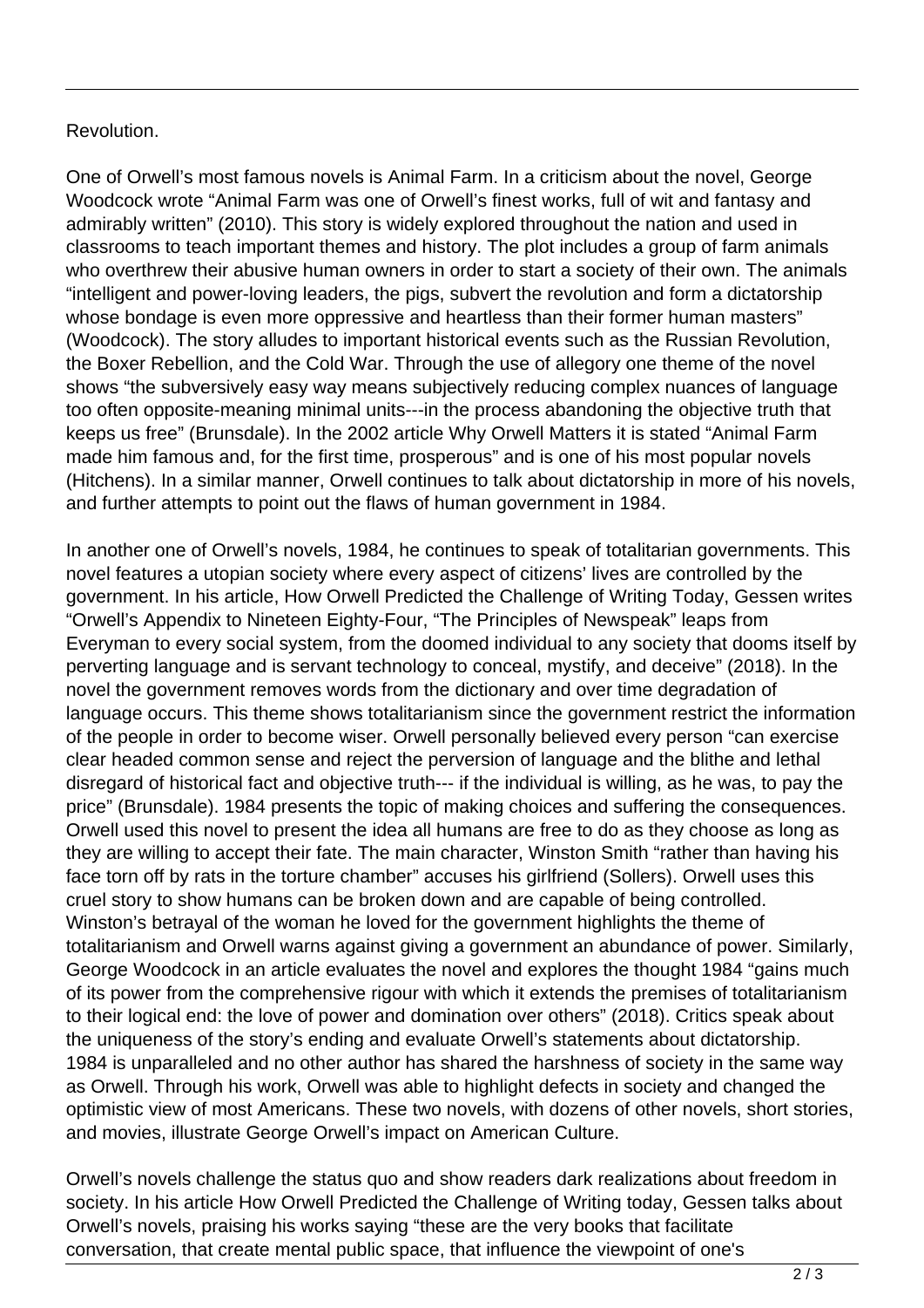Revolution.

One of Orwell's most famous novels is Animal Farm. In a criticism about the novel, George Woodcock wrote "Animal Farm was one of Orwell's finest works, full of wit and fantasy and admirably written" (2010). This story is widely explored throughout the nation and used in classrooms to teach important themes and history. The plot includes a group of farm animals who overthrew their abusive human owners in order to start a society of their own. The animals "intelligent and power-loving leaders, the pigs, subvert the revolution and form a dictatorship whose bondage is even more oppressive and heartless than their former human masters" (Woodcock). The story alludes to important historical events such as the Russian Revolution, the Boxer Rebellion, and the Cold War. Through the use of allegory one theme of the novel shows "the subversively easy way means subjectively reducing complex nuances of language too often opposite-meaning minimal units---in the process abandoning the objective truth that keeps us free" (Brunsdale). In the 2002 article Why Orwell Matters it is stated "Animal Farm made him famous and, for the first time, prosperous" and is one of his most popular novels (Hitchens). In a similar manner, Orwell continues to talk about dictatorship in more of his novels, and further attempts to point out the flaws of human government in 1984.

In another one of Orwell's novels, 1984, he continues to speak of totalitarian governments. This novel features a utopian society where every aspect of citizens' lives are controlled by the government. In his article, How Orwell Predicted the Challenge of Writing Today, Gessen writes "Orwell's Appendix to Nineteen Eighty-Four, "The Principles of Newspeak" leaps from Everyman to every social system, from the doomed individual to any society that dooms itself by perverting language and is servant technology to conceal, mystify, and deceive" (2018). In the novel the government removes words from the dictionary and over time degradation of language occurs. This theme shows totalitarianism since the government restrict the information of the people in order to become wiser. Orwell personally believed every person "can exercise clear headed common sense and reject the perversion of language and the blithe and lethal disregard of historical fact and objective truth--- if the individual is willing, as he was, to pay the price" (Brunsdale). 1984 presents the topic of making choices and suffering the consequences. Orwell used this novel to present the idea all humans are free to do as they choose as long as they are willing to accept their fate. The main character, Winston Smith "rather than having his face torn off by rats in the torture chamber" accuses his girlfriend (Sollers). Orwell uses this cruel story to show humans can be broken down and are capable of being controlled. Winston's betrayal of the woman he loved for the government highlights the theme of totalitarianism and Orwell warns against giving a government an abundance of power. Similarly, George Woodcock in an article evaluates the novel and explores the thought 1984 "gains much of its power from the comprehensive rigour with which it extends the premises of totalitarianism to their logical end: the love of power and domination over others" (2018). Critics speak about the uniqueness of the story's ending and evaluate Orwell's statements about dictatorship. 1984 is unparalleled and no other author has shared the harshness of society in the same way as Orwell. Through his work, Orwell was able to highlight defects in society and changed the optimistic view of most Americans. These two novels, with dozens of other novels, short stories, and movies, illustrate George Orwell's impact on American Culture.

Orwell's novels challenge the status quo and show readers dark realizations about freedom in society. In his article How Orwell Predicted the Challenge of Writing today, Gessen talks about Orwell's novels, praising his works saying "these are the very books that facilitate conversation, that create mental public space, that influence the viewpoint of one's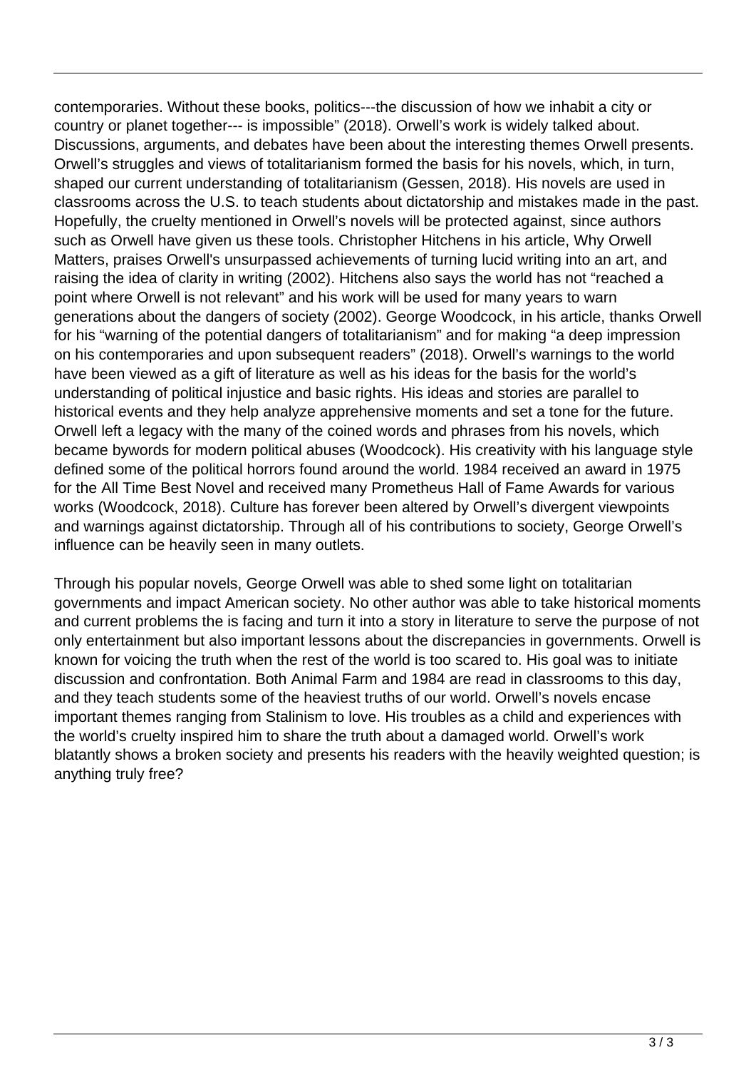contemporaries. Without these books, politics---the discussion of how we inhabit a city or country or planet together--- is impossible" (2018). Orwell's work is widely talked about. Discussions, arguments, and debates have been about the interesting themes Orwell presents. Orwell's struggles and views of totalitarianism formed the basis for his novels, which, in turn, shaped our current understanding of totalitarianism (Gessen, 2018). His novels are used in classrooms across the U.S. to teach students about dictatorship and mistakes made in the past. Hopefully, the cruelty mentioned in Orwell's novels will be protected against, since authors such as Orwell have given us these tools. Christopher Hitchens in his article, Why Orwell Matters, praises Orwell's unsurpassed achievements of turning lucid writing into an art, and raising the idea of clarity in writing (2002). Hitchens also says the world has not "reached a point where Orwell is not relevant" and his work will be used for many years to warn generations about the dangers of society (2002). George Woodcock, in his article, thanks Orwell for his "warning of the potential dangers of totalitarianism" and for making "a deep impression on his contemporaries and upon subsequent readers" (2018). Orwell's warnings to the world have been viewed as a gift of literature as well as his ideas for the basis for the world's understanding of political injustice and basic rights. His ideas and stories are parallel to historical events and they help analyze apprehensive moments and set a tone for the future. Orwell left a legacy with the many of the coined words and phrases from his novels, which became bywords for modern political abuses (Woodcock). His creativity with his language style defined some of the political horrors found around the world. 1984 received an award in 1975 for the All Time Best Novel and received many Prometheus Hall of Fame Awards for various works (Woodcock, 2018). Culture has forever been altered by Orwell's divergent viewpoints and warnings against dictatorship. Through all of his contributions to society, George Orwell's influence can be heavily seen in many outlets.

Through his popular novels, George Orwell was able to shed some light on totalitarian governments and impact American society. No other author was able to take historical moments and current problems the is facing and turn it into a story in literature to serve the purpose of not only entertainment but also important lessons about the discrepancies in governments. Orwell is known for voicing the truth when the rest of the world is too scared to. His goal was to initiate discussion and confrontation. Both Animal Farm and 1984 are read in classrooms to this day, and they teach students some of the heaviest truths of our world. Orwell's novels encase important themes ranging from Stalinism to love. His troubles as a child and experiences with the world's cruelty inspired him to share the truth about a damaged world. Orwell's work blatantly shows a broken society and presents his readers with the heavily weighted question; is anything truly free?